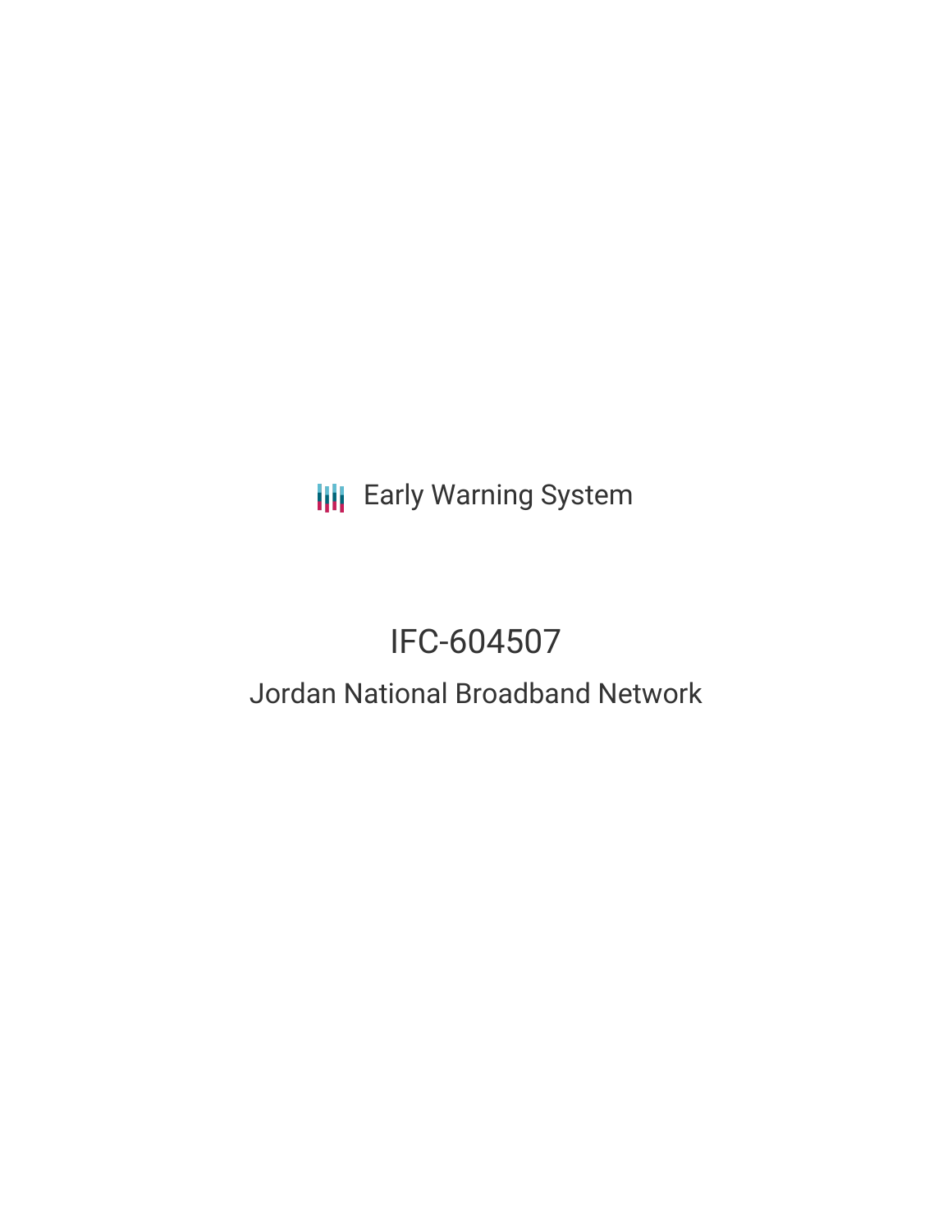Early Warning System

# IFC-604507

## Jordan National Broadband Network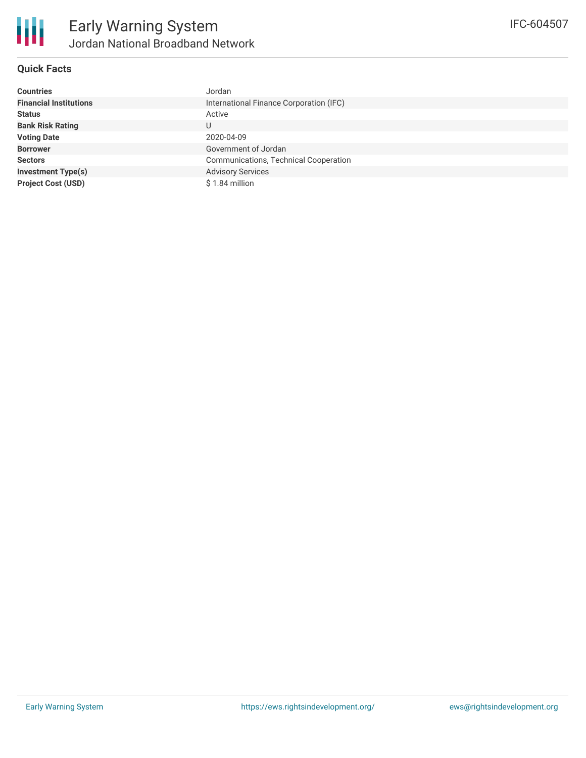# Early Warning System

## Jordan National Broadband Network

IFC-604507

### Quick Facts

| | |
|---|---|
| **Countries** | Jordan |
| **Financial Institutions** | International Finance Corporation (IFC) |
| **Status** | Active |
| **Bank Risk Rating** | U |
| **Voting Date** | 2020-04-09 |
| **Borrower** | Government of Jordan |
| **Sectors** | Communications, Technical Cooperation |
| **Investment Type(s)** | Advisory Services |
| **Project Cost (USD)** | $ 1.84 million |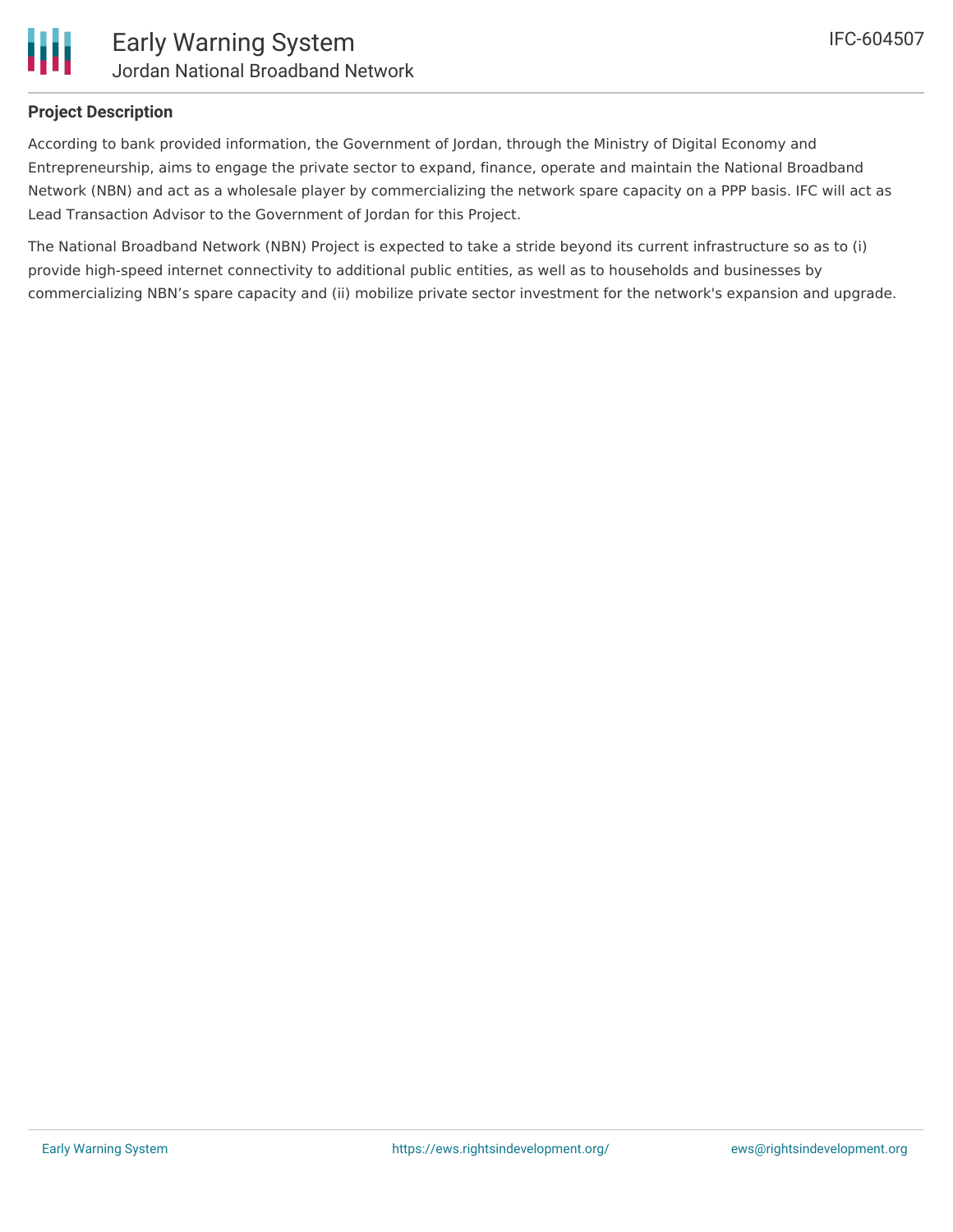## Project Description

According to bank provided information, the Government of Jordan, through the Ministry of Digital Economy and Entrepreneurship, aims to engage the private sector to expand, finance, operate and maintain the National Broadband Network (NBN) and act as a wholesale player by commercializing the network spare capacity on a PPP basis. IFC will act as Lead Transaction Advisor to the Government of Jordan for this Project.

The National Broadband Network (NBN) Project is expected to take a stride beyond its current infrastructure so as to (i) provide high-speed internet connectivity to additional public entities, as well as to households and businesses by commercializing NBN's spare capacity and (ii) mobilize private sector investment for the network's expansion and upgrade.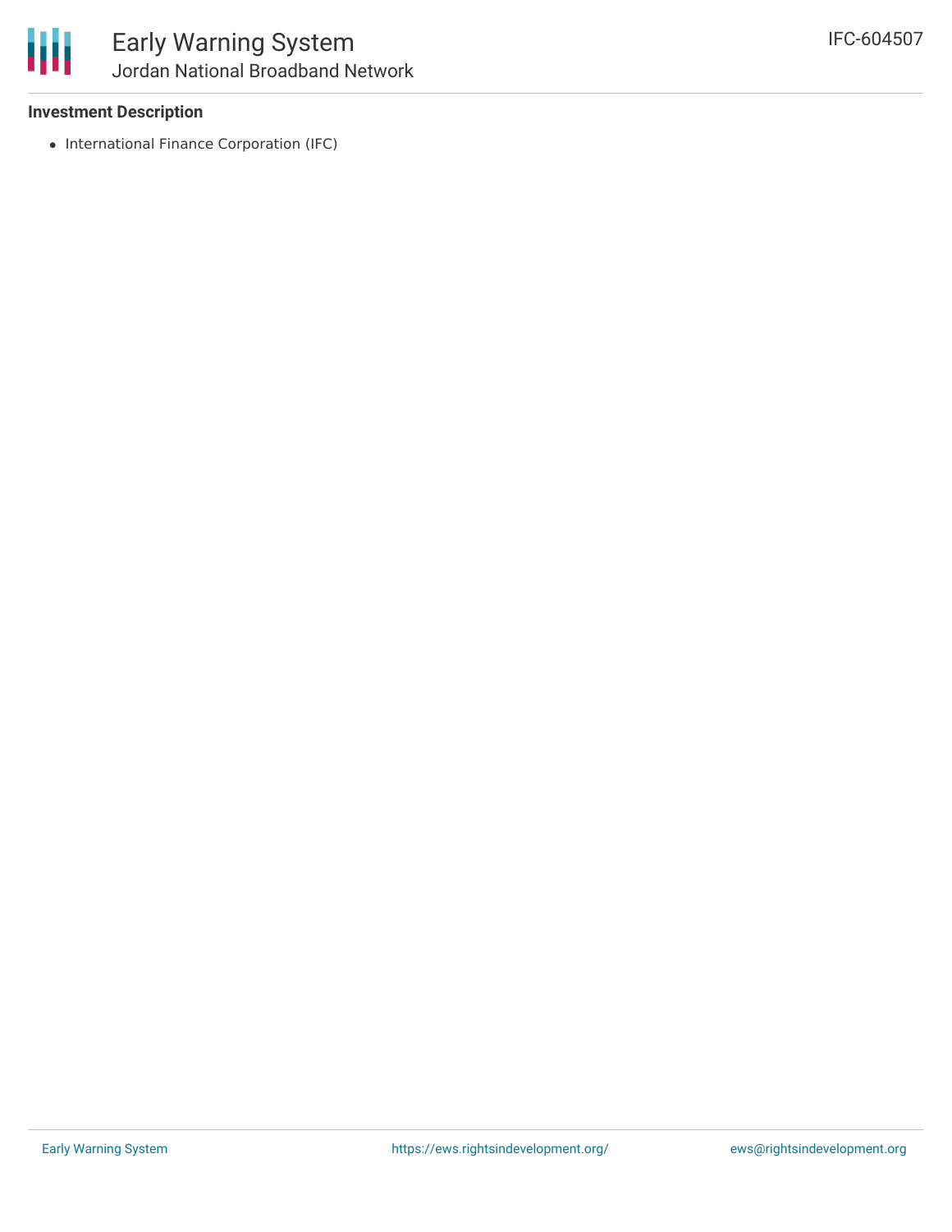### Investment Description

- International Finance Corporation (IFC)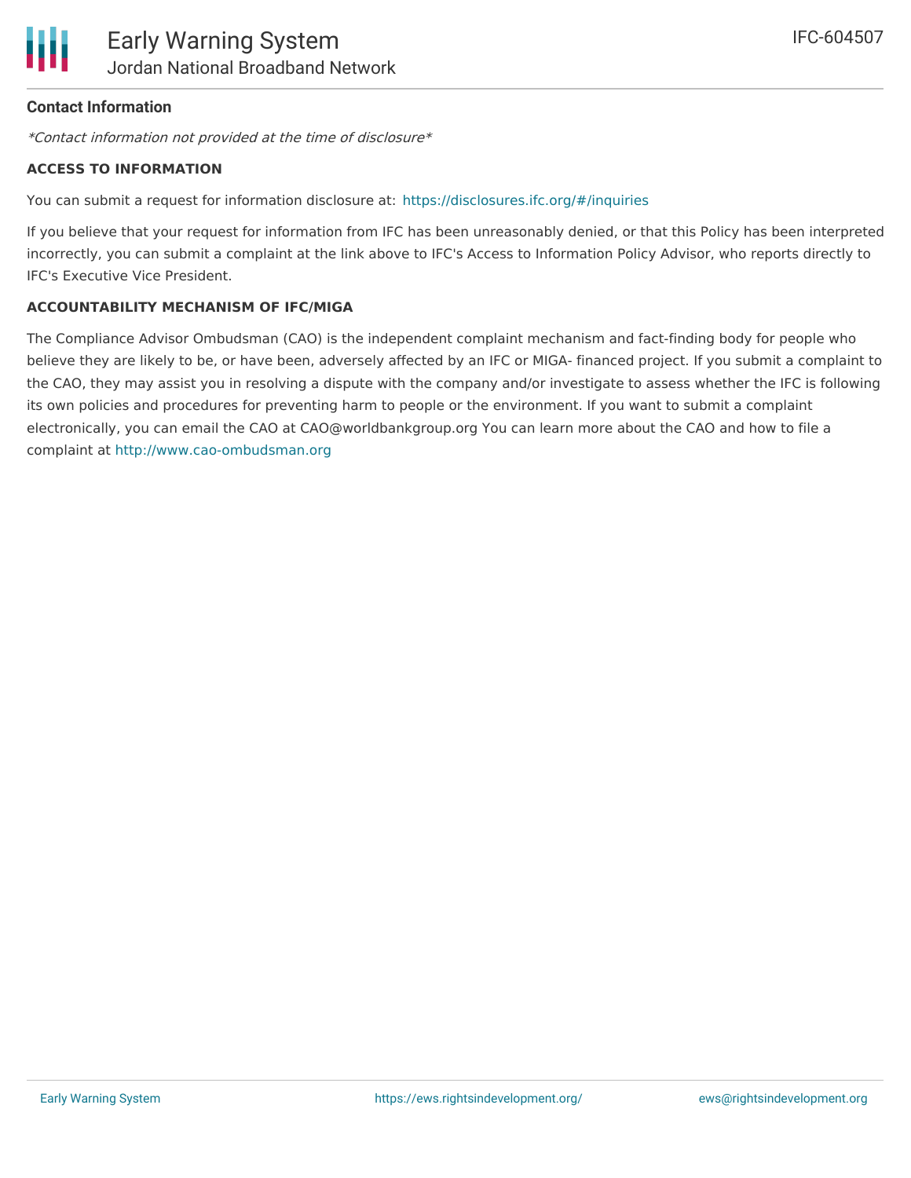**Contact Information**

*Contact information not provided at the time of disclosure*

**ACCESS TO INFORMATION**

You can submit a request for information disclosure at: https://disclosures.ifc.org/#/inquiries

If you believe that your request for information from IFC has been unreasonably denied, or that this Policy has been interpreted incorrectly, you can submit a complaint at the link above to IFC's Access to Information Policy Advisor, who reports directly to IFC's Executive Vice President.

**ACCOUNTABILITY MECHANISM OF IFC/MIGA**

The Compliance Advisor Ombudsman (CAO) is the independent complaint mechanism and fact-finding body for people who believe they are likely to be, or have been, adversely affected by an IFC or MIGA- financed project. If you submit a complaint to the CAO, they may assist you in resolving a dispute with the company and/or investigate to assess whether the IFC is following its own policies and procedures for preventing harm to people or the environment. If you want to submit a complaint electronically, you can email the CAO at CAO@worldbankgroup.org You can learn more about the CAO and how to file a complaint at http://www.cao-ombudsman.org